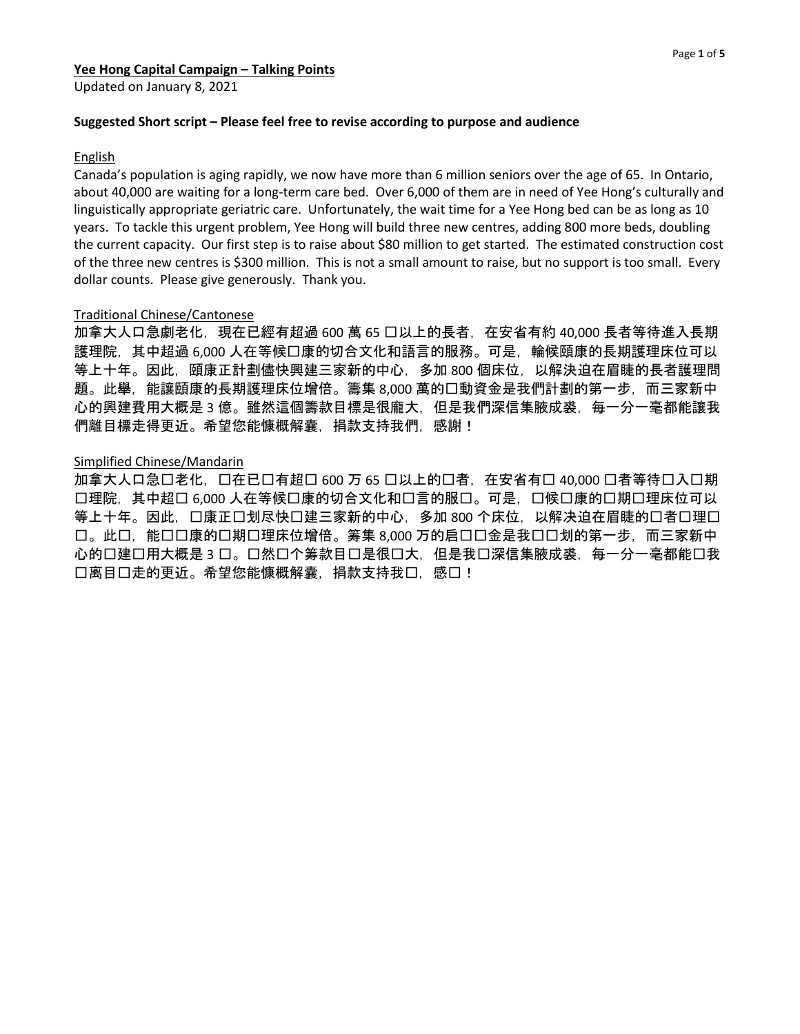**Yee Hong Capital Campaign – Talking Points**

Updated on January 8, 2021

**Suggested Short script – Please feel free to revise according to purpose and audience**

English

Canada's population is aging rapidly, we now have more than 6 million seniors over the age of 65. In Ontario, about 40,000 are waiting for a long-term care bed. Over 6,000 of them are in need of Yee Hong's culturally and linguistically appropriate geriatric care. Unfortunately, the wait time for a Yee Hong bed can be as long as 10 years. To tackle this urgent problem, Yee Hong will build three new centres, adding 800 more beds, doubling the current capacity. Our first step is to raise about $80 million to get started. The estimated construction cost of the three new centres is $300 million. This is not a small amount to raise, but no support is too small. Every dollar counts. Please give generously. Thank you.

Traditional Chinese/Cantonese

加拿大人口急劇老化，現在已經有超過 600 萬 65 □以上的長者，在安省有約 40,000 長者等待進入長期護理院，其中超過 6,000 人在等候□康的切合文化和語言的服務。可是，輪候頤康的長期護理床位可以等上十年。因此，頤康正計劃儘快興建三家新的中心，多加 800 個床位，以解決迫在眉睫的長者護理問題。此舉，能讓頤康的長期護理床位增倍。籌集 8,000 萬的□動資金是我們計劃的第一步，而三家新中心的興建費用大概是 3 億。雖然這個籌款目標是很龐大，但是我們深信集腋成裘，每一分一毫都能讓我們離目標走得更近。希望您能慷概解囊，捐款支持我們，感謝！

Simplified Chinese/Mandarin

加拿大人口急□老化，□在已□有超□ 600 万 65 □以上的□者，在安省有□ 40,000 □者等待□入□期□理院，其中超□ 6,000 人在等候□康的切合文化和□言的服□。可是，□候□康的□期□理床位可以等上十年。因此，□康正□划尽快□建三家新的中心，多加 800 个床位，以解决迫在眉睫的□者□理□□。此□，能□□康的□期□理床位增倍。筹集 8,000 万的启□□金是我□□划的第一步，而三家新中心的□建□用大概是 3 □。□然□个筹款目□是很□大，但是我□深信集腋成裘，每一分一毫都能□我□离目□走的更近。希望您能慷概解囊，捐款支持我□，感□！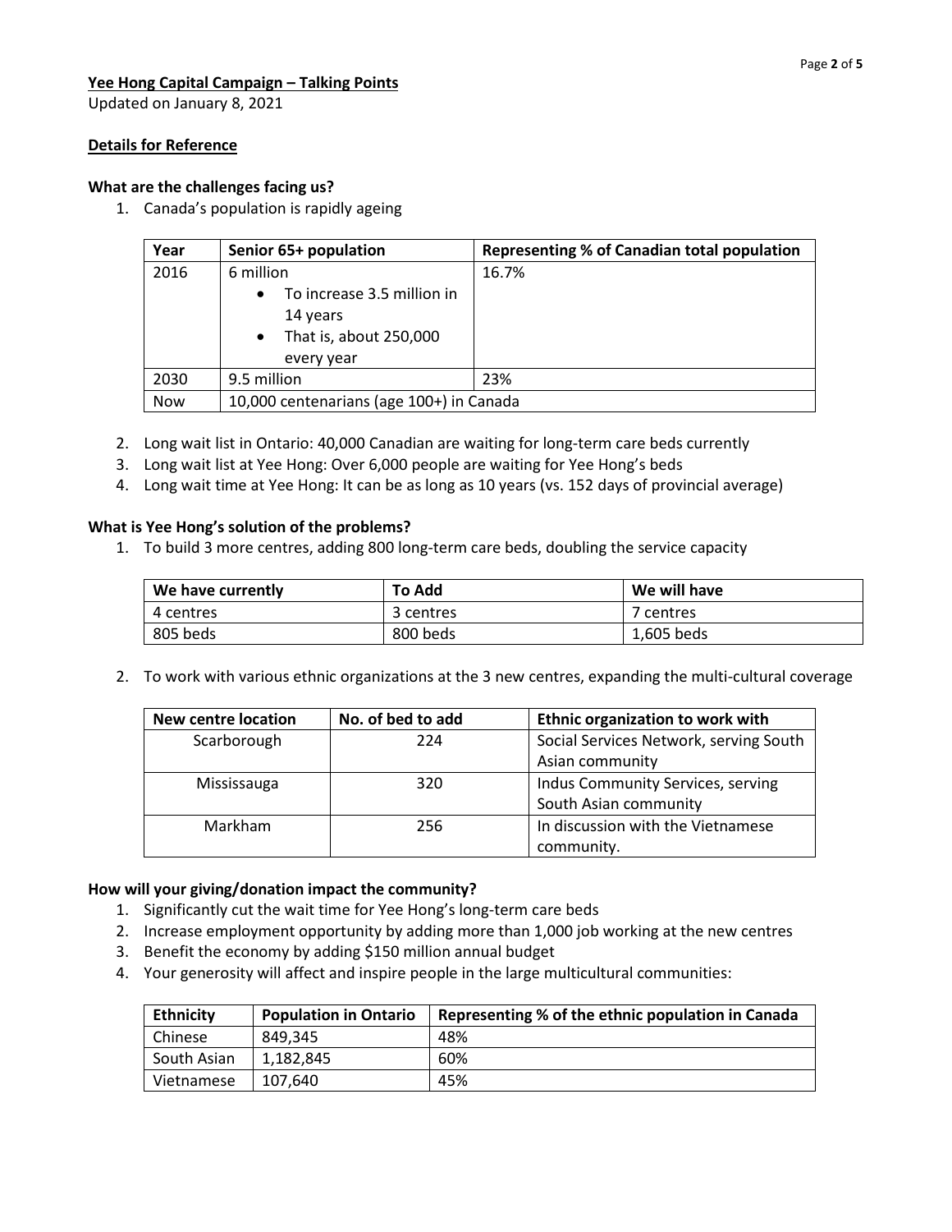**Yee Hong Capital Campaign – Talking Points**

Updated on January 8, 2021

**Details for Reference**

**What are the challenges facing us?**

1. Canada's population is rapidly ageing

| Year | Senior 65+ population | Representing % of Canadian total population |
|---|---|---|
| 2016 | 6 million<br>• To increase 3.5 million in 14 years<br>• That is, about 250,000 every year | 16.7% |
| 2030 | 9.5 million | 23% |
| Now | 10,000 centenarians (age 100+) in Canada | |

2. Long wait list in Ontario: 40,000 Canadian are waiting for long-term care beds currently
3. Long wait list at Yee Hong: Over 6,000 people are waiting for Yee Hong's beds
4. Long wait time at Yee Hong: It can be as long as 10 years (vs. 152 days of provincial average)

**What is Yee Hong's solution of the problems?**

1. To build 3 more centres, adding 800 long-term care beds, doubling the service capacity

| We have currently | To Add | We will have |
|---|---|---|
| 4 centres | 3 centres | 7 centres |
| 805 beds | 800 beds | 1,605 beds |

2. To work with various ethnic organizations at the 3 new centres, expanding the multi-cultural coverage

| New centre location | No. of bed to add | Ethnic organization to work with |
|---|---|---|
| Scarborough | 224 | Social Services Network, serving South Asian community |
| Mississauga | 320 | Indus Community Services, serving South Asian community |
| Markham | 256 | In discussion with the Vietnamese community. |

**How will your giving/donation impact the community?**

1. Significantly cut the wait time for Yee Hong's long-term care beds
2. Increase employment opportunity by adding more than 1,000 job working at the new centres
3. Benefit the economy by adding $150 million annual budget
4. Your generosity will affect and inspire people in the large multicultural communities:

| Ethnicity | Population in Ontario | Representing % of the ethnic population in Canada |
|---|---|---|
| Chinese | 849,345 | 48% |
| South Asian | 1,182,845 | 60% |
| Vietnamese | 107,640 | 45% |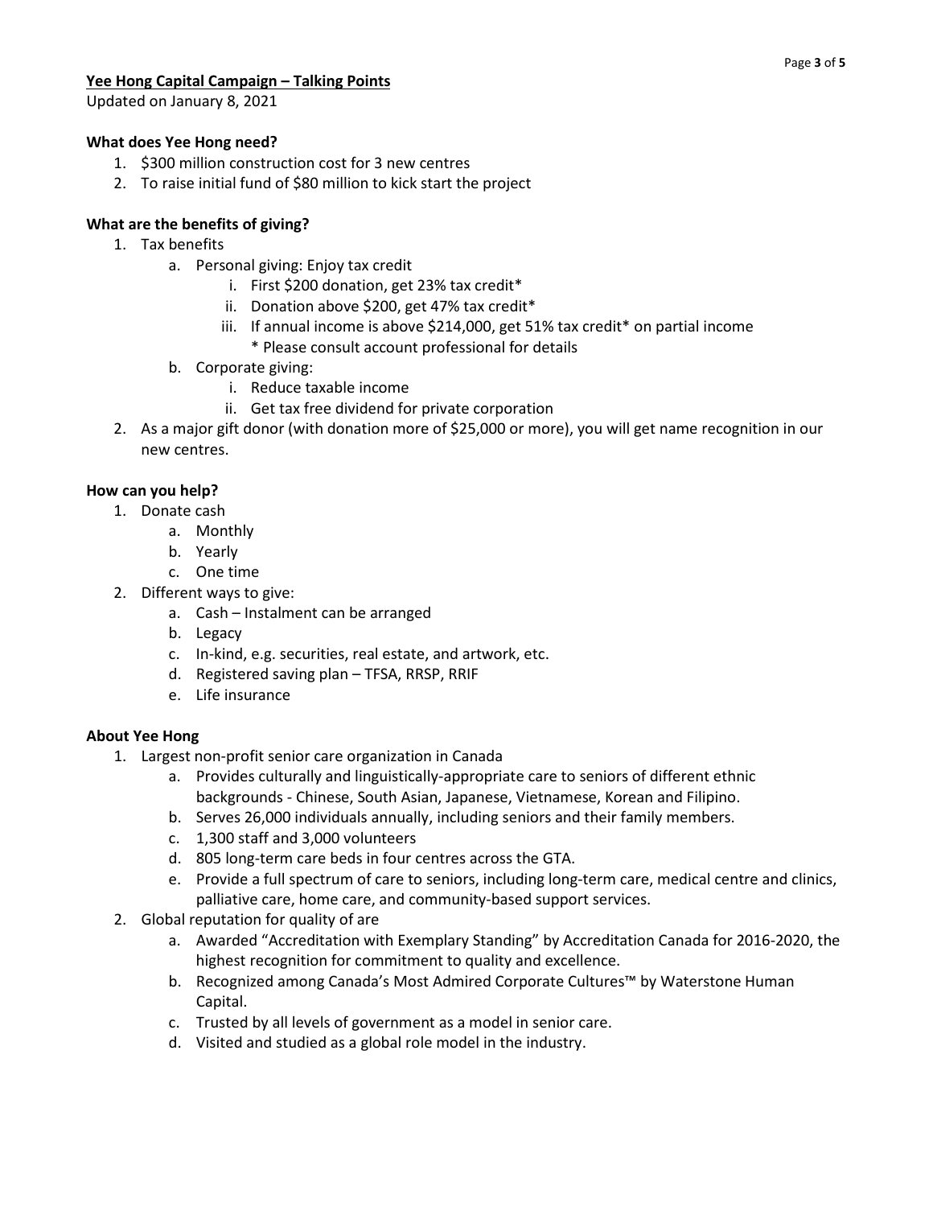**Yee Hong Capital Campaign – Talking Points**

Updated on January 8, 2021

**What does Yee Hong need?**

1. $300 million construction cost for 3 new centres
2. To raise initial fund of $80 million to kick start the project

**What are the benefits of giving?**

1. Tax benefits
   a. Personal giving: Enjoy tax credit
      i. First $200 donation, get 23% tax credit*
      ii. Donation above $200, get 47% tax credit*
      iii. If annual income is above $214,000, get 51% tax credit* on partial income
         * Please consult account professional for details
   b. Corporate giving:
      i. Reduce taxable income
      ii. Get tax free dividend for private corporation
2. As a major gift donor (with donation more of $25,000 or more), you will get name recognition in our new centres.

**How can you help?**

1. Donate cash
   a. Monthly
   b. Yearly
   c. One time
2. Different ways to give:
   a. Cash – Instalment can be arranged
   b. Legacy
   c. In-kind, e.g. securities, real estate, and artwork, etc.
   d. Registered saving plan – TFSA, RRSP, RRIF
   e. Life insurance

**About Yee Hong**

1. Largest non-profit senior care organization in Canada
   a. Provides culturally and linguistically-appropriate care to seniors of different ethnic backgrounds - Chinese, South Asian, Japanese, Vietnamese, Korean and Filipino.
   b. Serves 26,000 individuals annually, including seniors and their family members.
   c. 1,300 staff and 3,000 volunteers
   d. 805 long-term care beds in four centres across the GTA.
   e. Provide a full spectrum of care to seniors, including long-term care, medical centre and clinics, palliative care, home care, and community-based support services.
2. Global reputation for quality of are
   a. Awarded "Accreditation with Exemplary Standing" by Accreditation Canada for 2016-2020, the highest recognition for commitment to quality and excellence.
   b. Recognized among Canada's Most Admired Corporate Cultures™ by Waterstone Human Capital.
   c. Trusted by all levels of government as a model in senior care.
   d. Visited and studied as a global role model in the industry.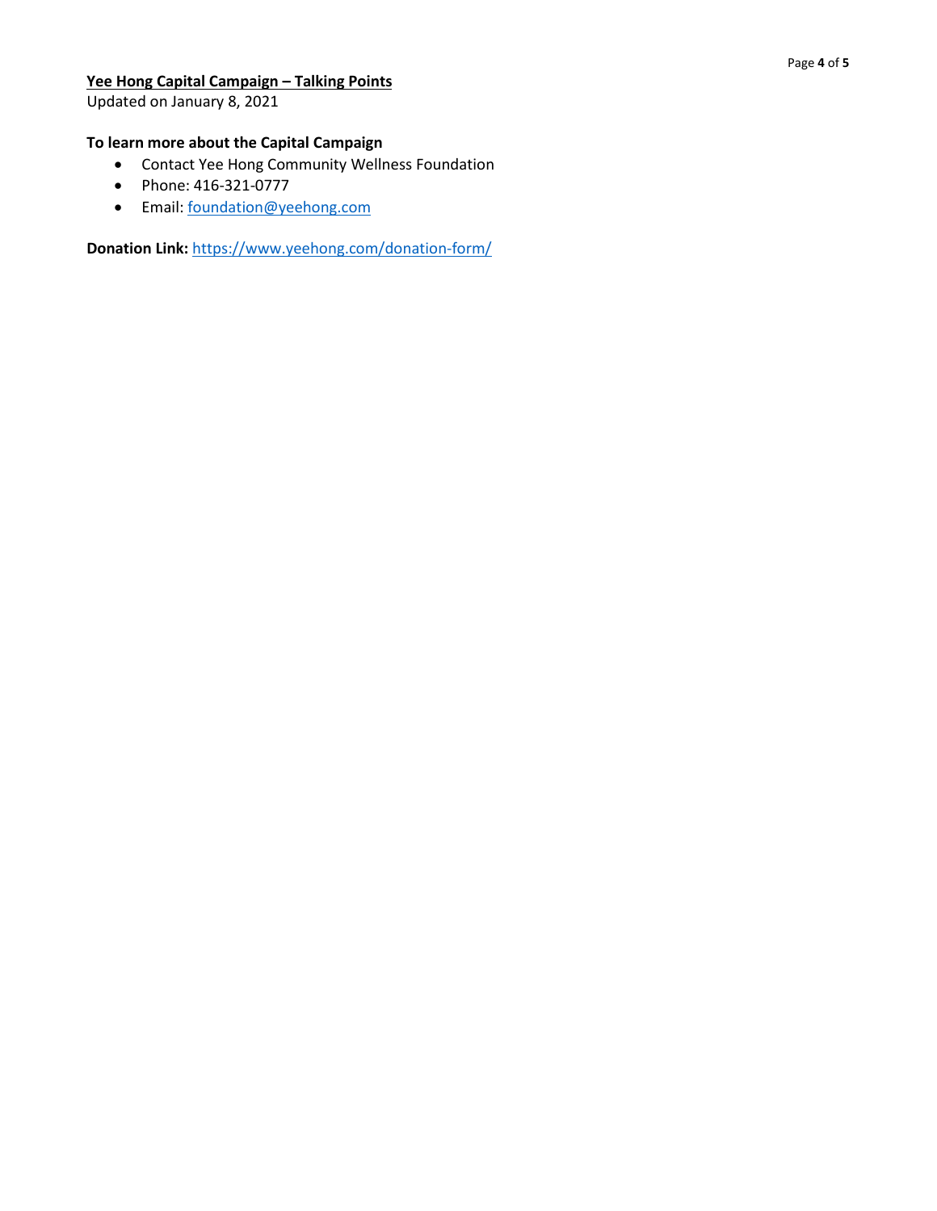**Yee Hong Capital Campaign – Talking Points**
Updated on January 8, 2021

**To learn more about the Capital Campaign**

- Contact Yee Hong Community Wellness Foundation
- Phone: 416-321-0777
- Email: foundation@yeehong.com

**Donation Link:** https://www.yeehong.com/donation-form/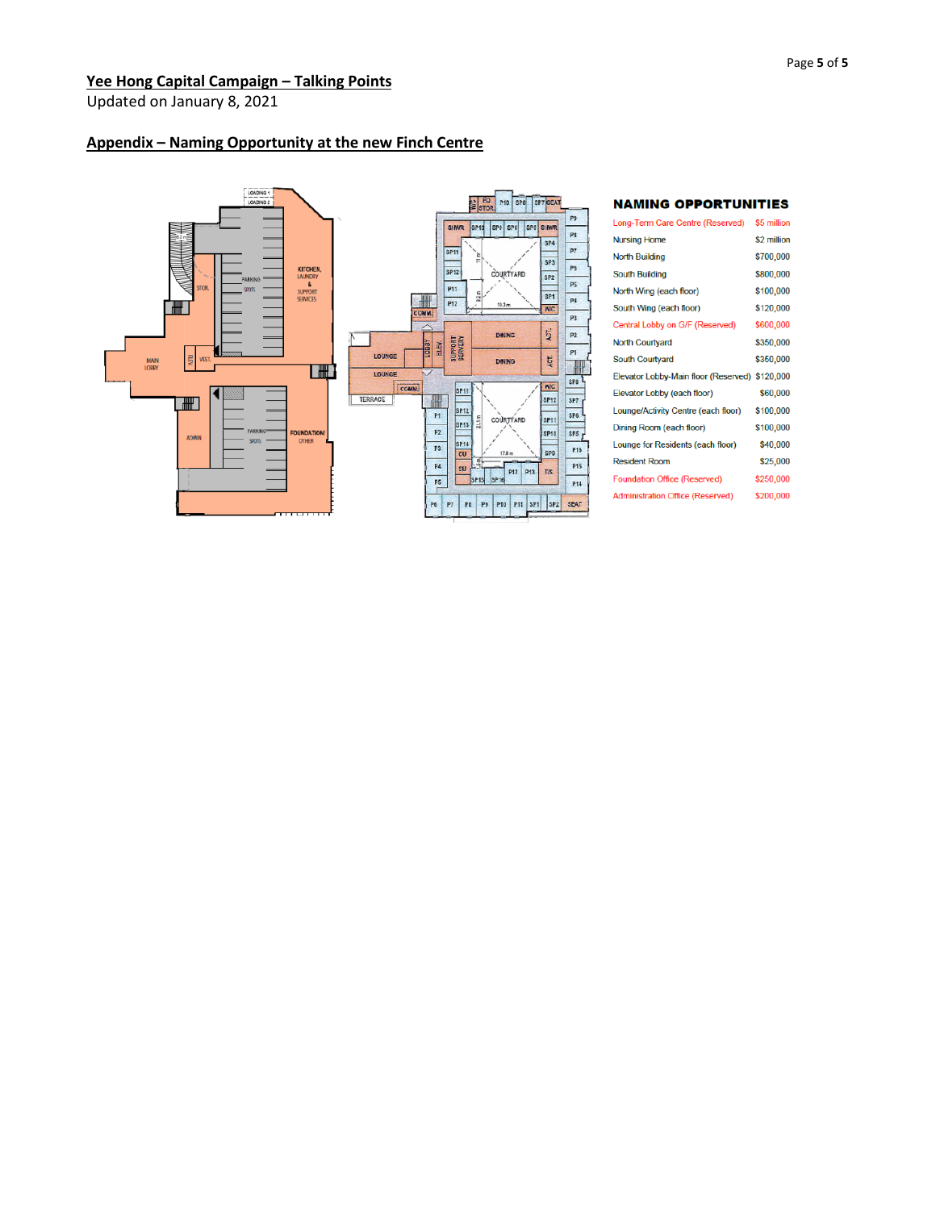**Yee Hong Capital Campaign – Talking Points**
Updated on January 8, 2021

## Appendix – Naming Opportunity at the new Finch Centre

### NAMING OPPORTUNITIES

| | |
|---|---|
| Long-Term Care Centre (Reserved) | $5 million |
| Nursing Home | $2 million |
| North Building | $700,000 |
| South Building | $800,000 |
| North Wing (each floor) | $100,000 |
| South Wing (each floor) | $120,000 |
| Central Lobby on G/F (Reserved) | $600,000 |
| North Courtyard | $350,000 |
| South Courtyard | $350,000 |
| Elevator Lobby-Main floor (Reserved) | $120,000 |
| Elevator Lobby (each floor) | $60,000 |
| Lounge/Activity Centre (each floor) | $100,000 |
| Dining Room (each floor) | $100,000 |
| Lounge for Residents (each floor) | $40,000 |
| Resident Room | $25,000 |
| Foundation Office (Reserved) | $250,000 |
| Administration Office (Reserved) | $200,000 |